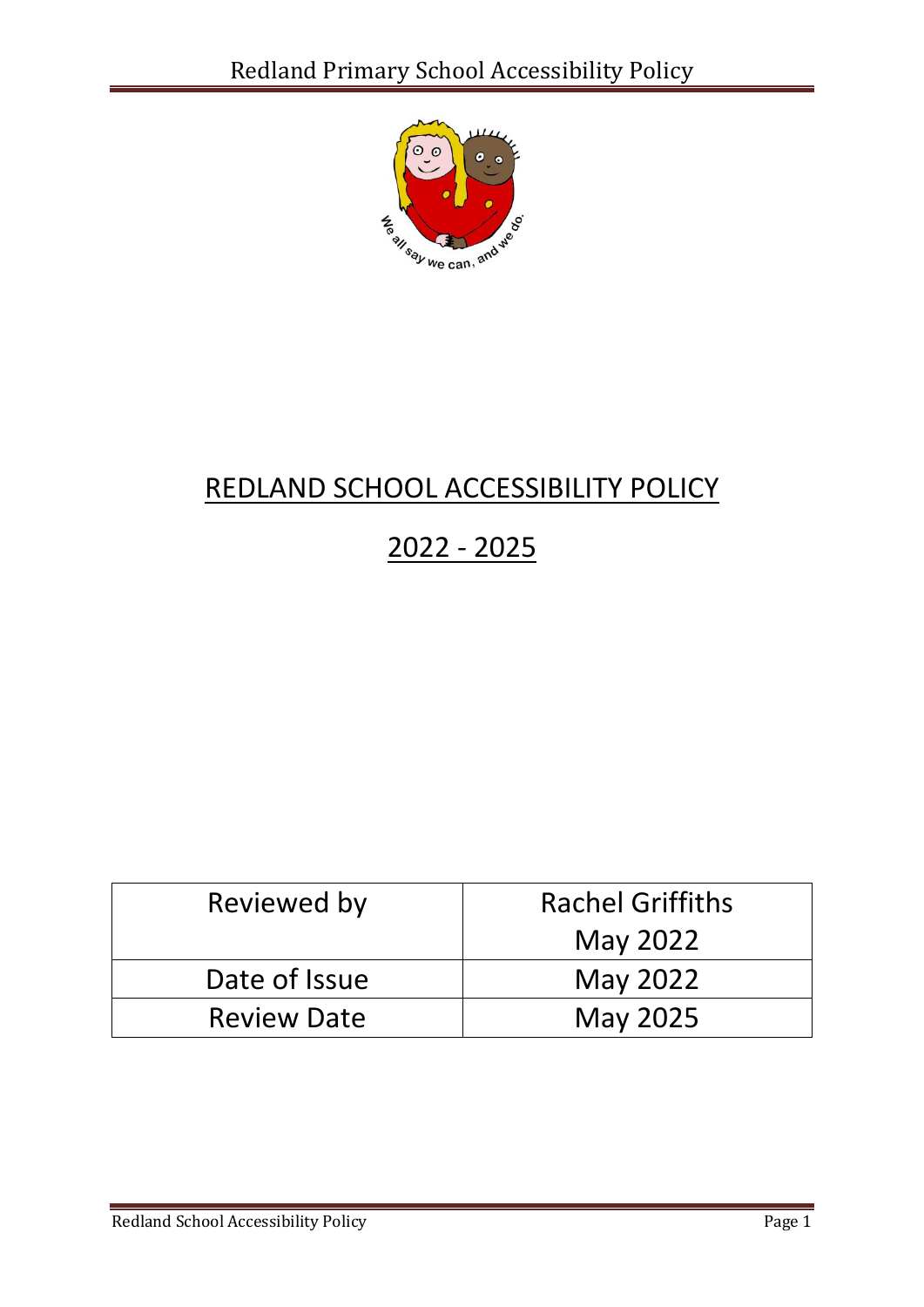# REDLAND SCHOOL ACCESSIBILITY POLICY

## 2022 - 2025

| Reviewed by | Rachel Griffiths May 2022 |
|---|---|
| Date of Issue | May 2022 |
| Review Date | May 2025 |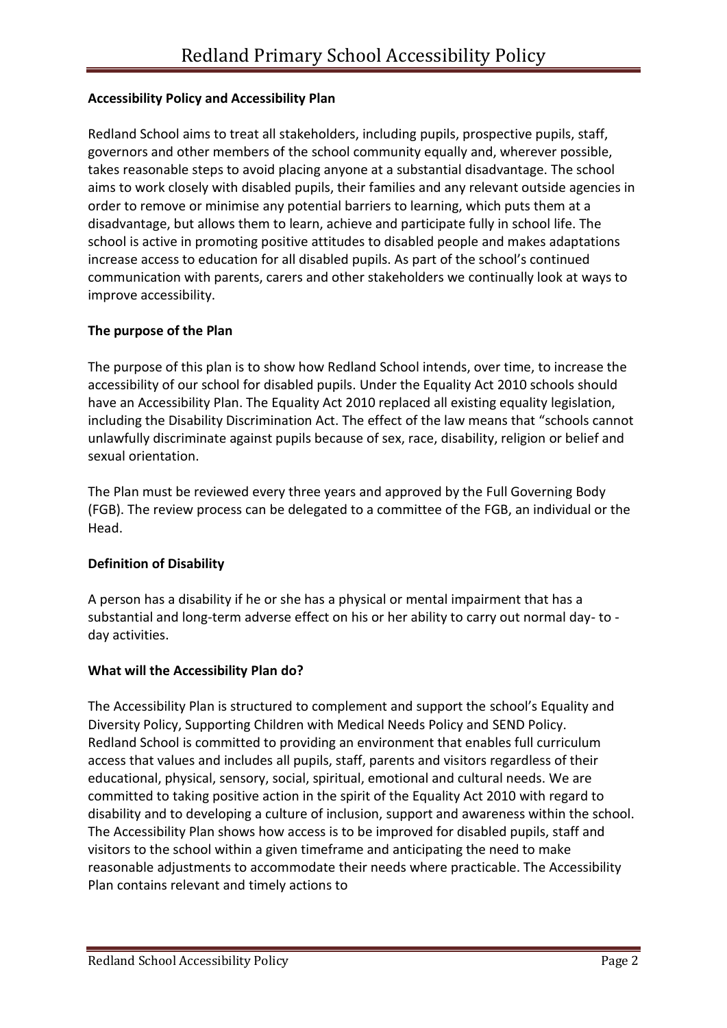**Accessibility Policy and Accessibility Plan**

Redland School aims to treat all stakeholders, including pupils, prospective pupils, staff, governors and other members of the school community equally and, wherever possible, takes reasonable steps to avoid placing anyone at a substantial disadvantage. The school aims to work closely with disabled pupils, their families and any relevant outside agencies in order to remove or minimise any potential barriers to learning, which puts them at a disadvantage, but allows them to learn, achieve and participate fully in school life. The school is active in promoting positive attitudes to disabled people and makes adaptations increase access to education for all disabled pupils. As part of the school's continued communication with parents, carers and other stakeholders we continually look at ways to improve accessibility.

**The purpose of the Plan**

The purpose of this plan is to show how Redland School intends, over time, to increase the accessibility of our school for disabled pupils. Under the Equality Act 2010 schools should have an Accessibility Plan. The Equality Act 2010 replaced all existing equality legislation, including the Disability Discrimination Act. The effect of the law means that "schools cannot unlawfully discriminate against pupils because of sex, race, disability, religion or belief and sexual orientation.

The Plan must be reviewed every three years and approved by the Full Governing Body (FGB). The review process can be delegated to a committee of the FGB, an individual or the Head.

**Definition of Disability**

A person has a disability if he or she has a physical or mental impairment that has a substantial and long-term adverse effect on his or her ability to carry out normal day- to - day activities.

**What will the Accessibility Plan do?**

The Accessibility Plan is structured to complement and support the school's Equality and Diversity Policy, Supporting Children with Medical Needs Policy and SEND Policy. Redland School is committed to providing an environment that enables full curriculum access that values and includes all pupils, staff, parents and visitors regardless of their educational, physical, sensory, social, spiritual, emotional and cultural needs. We are committed to taking positive action in the spirit of the Equality Act 2010 with regard to disability and to developing a culture of inclusion, support and awareness within the school. The Accessibility Plan shows how access is to be improved for disabled pupils, staff and visitors to the school within a given timeframe and anticipating the need to make reasonable adjustments to accommodate their needs where practicable. The Accessibility Plan contains relevant and timely actions to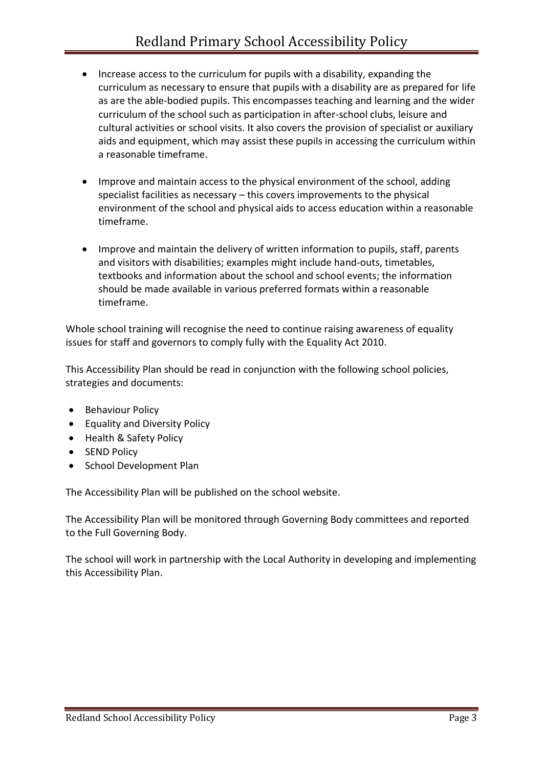- Increase access to the curriculum for pupils with a disability, expanding the curriculum as necessary to ensure that pupils with a disability are as prepared for life as are the able-bodied pupils. This encompasses teaching and learning and the wider curriculum of the school such as participation in after-school clubs, leisure and cultural activities or school visits. It also covers the provision of specialist or auxiliary aids and equipment, which may assist these pupils in accessing the curriculum within a reasonable timeframe.

- Improve and maintain access to the physical environment of the school, adding specialist facilities as necessary – this covers improvements to the physical environment of the school and physical aids to access education within a reasonable timeframe.

- Improve and maintain the delivery of written information to pupils, staff, parents and visitors with disabilities; examples might include hand-outs, timetables, textbooks and information about the school and school events; the information should be made available in various preferred formats within a reasonable timeframe.

Whole school training will recognise the need to continue raising awareness of equality issues for staff and governors to comply fully with the Equality Act 2010.

This Accessibility Plan should be read in conjunction with the following school policies, strategies and documents:

- Behaviour Policy
- Equality and Diversity Policy
- Health & Safety Policy
- SEND Policy
- School Development Plan

The Accessibility Plan will be published on the school website.

The Accessibility Plan will be monitored through Governing Body committees and reported to the Full Governing Body.

The school will work in partnership with the Local Authority in developing and implementing this Accessibility Plan.